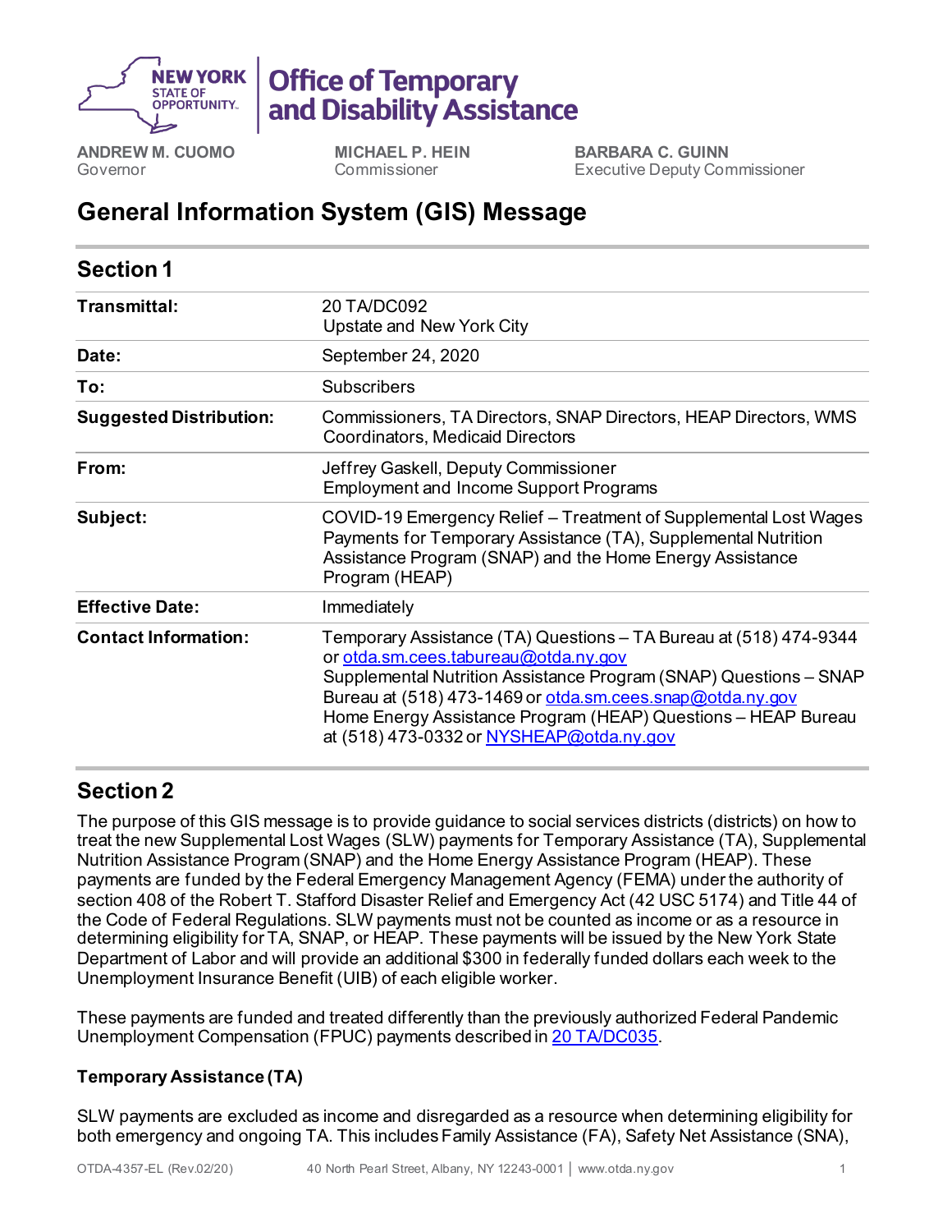**NEW YORK STATE OF OPPORTUNITY.** | **Office of Temporary and Disability Assistance**

**ANDREW M. CUOMO**
Governor

**MICHAEL P. HEIN**
Commissioner

**BARBARA C. GUINN**
Executive Deputy Commissioner

# General Information System (GIS) Message

## Section 1

| | |
|---|---|
| **Transmittal:** | 20 TA/DC092<br>Upstate and New York City |
| **Date:** | September 24, 2020 |
| **To:** | Subscribers |
| **Suggested Distribution:** | Commissioners, TA Directors, SNAP Directors, HEAP Directors, WMS Coordinators, Medicaid Directors |
| **From:** | Jeffrey Gaskell, Deputy Commissioner<br>Employment and Income Support Programs |
| **Subject:** | COVID-19 Emergency Relief – Treatment of Supplemental Lost Wages Payments for Temporary Assistance (TA), Supplemental Nutrition Assistance Program (SNAP) and the Home Energy Assistance Program (HEAP) |
| **Effective Date:** | Immediately |
| **Contact Information:** | Temporary Assistance (TA) Questions – TA Bureau at (518) 474-9344 or otda.sm.cees.tabureau@otda.ny.gov<br>Supplemental Nutrition Assistance Program (SNAP) Questions – SNAP Bureau at (518) 473-1469 or otda.sm.cees.snap@otda.ny.gov<br>Home Energy Assistance Program (HEAP) Questions – HEAP Bureau at (518) 473-0332 or NYSHEAP@otda.ny.gov |

## Section 2

The purpose of this GIS message is to provide guidance to social services districts (districts) on how to treat the new Supplemental Lost Wages (SLW) payments for Temporary Assistance (TA), Supplemental Nutrition Assistance Program (SNAP) and the Home Energy Assistance Program (HEAP). These payments are funded by the Federal Emergency Management Agency (FEMA) under the authority of section 408 of the Robert T. Stafford Disaster Relief and Emergency Act (42 USC 5174) and Title 44 of the Code of Federal Regulations. SLW payments must not be counted as income or as a resource in determining eligibility for TA, SNAP, or HEAP. These payments will be issued by the New York State Department of Labor and will provide an additional $300 in federally funded dollars each week to the Unemployment Insurance Benefit (UIB) of each eligible worker.

These payments are funded and treated differently than the previously authorized Federal Pandemic Unemployment Compensation (FPUC) payments described in 20 TA/DC035.

### Temporary Assistance (TA)

SLW payments are excluded as income and disregarded as a resource when determining eligibility for both emergency and ongoing TA. This includes Family Assistance (FA), Safety Net Assistance (SNA),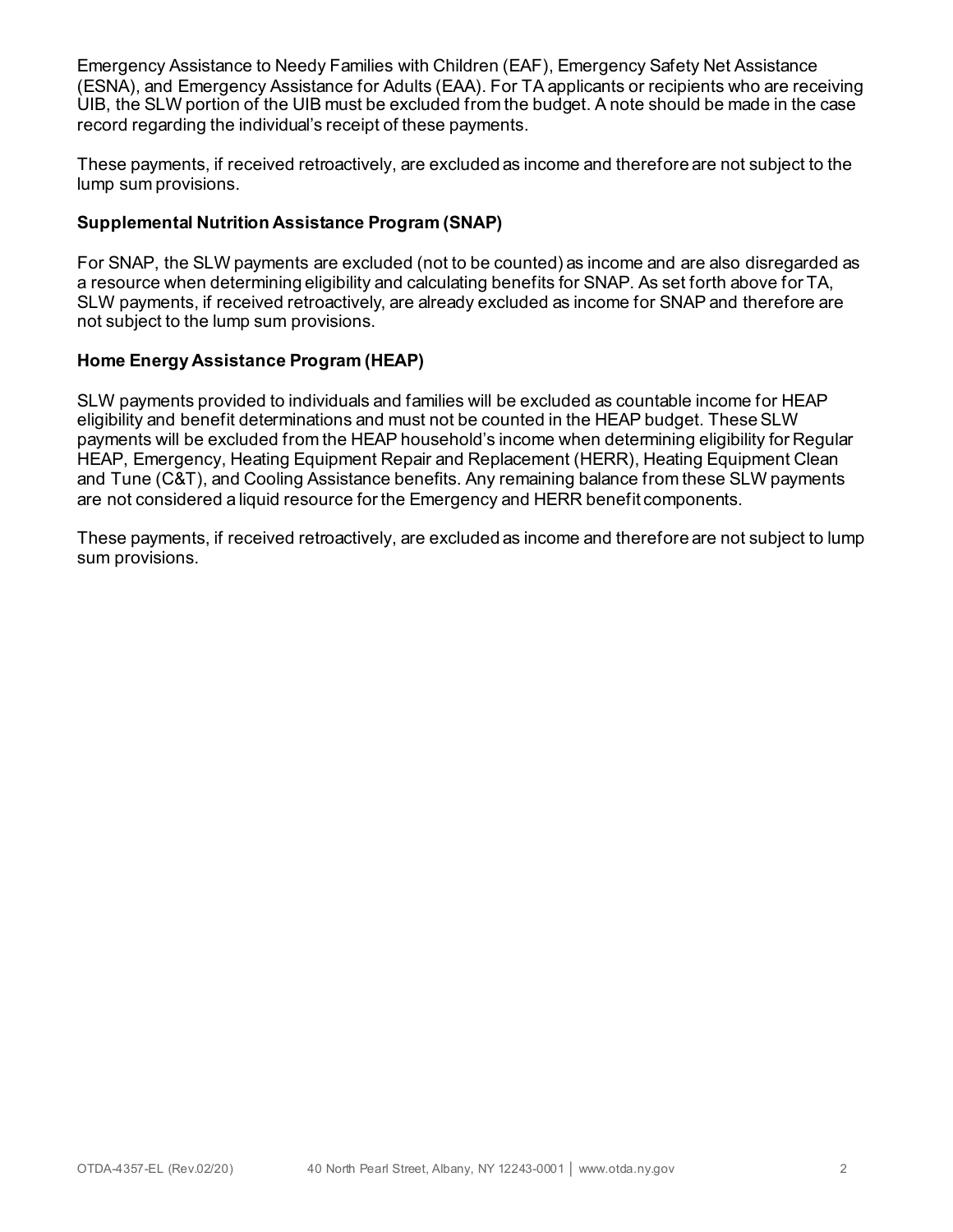Emergency Assistance to Needy Families with Children (EAF), Emergency Safety Net Assistance (ESNA), and Emergency Assistance for Adults (EAA). For TA applicants or recipients who are receiving UIB, the SLW portion of the UIB must be excluded from the budget. A note should be made in the case record regarding the individual's receipt of these payments.

These payments, if received retroactively, are excluded as income and therefore are not subject to the lump sum provisions.

**Supplemental Nutrition Assistance Program (SNAP)**

For SNAP, the SLW payments are excluded (not to be counted) as income and are also disregarded as a resource when determining eligibility and calculating benefits for SNAP. As set forth above for TA, SLW payments, if received retroactively, are already excluded as income for SNAP and therefore are not subject to the lump sum provisions.

**Home Energy Assistance Program (HEAP)**

SLW payments provided to individuals and families will be excluded as countable income for HEAP eligibility and benefit determinations and must not be counted in the HEAP budget. These SLW payments will be excluded from the HEAP household's income when determining eligibility for Regular HEAP, Emergency, Heating Equipment Repair and Replacement (HERR), Heating Equipment Clean and Tune (C&T), and Cooling Assistance benefits. Any remaining balance from these SLW payments are not considered a liquid resource for the Emergency and HERR benefit components.

These payments, if received retroactively, are excluded as income and therefore are not subject to lump sum provisions.